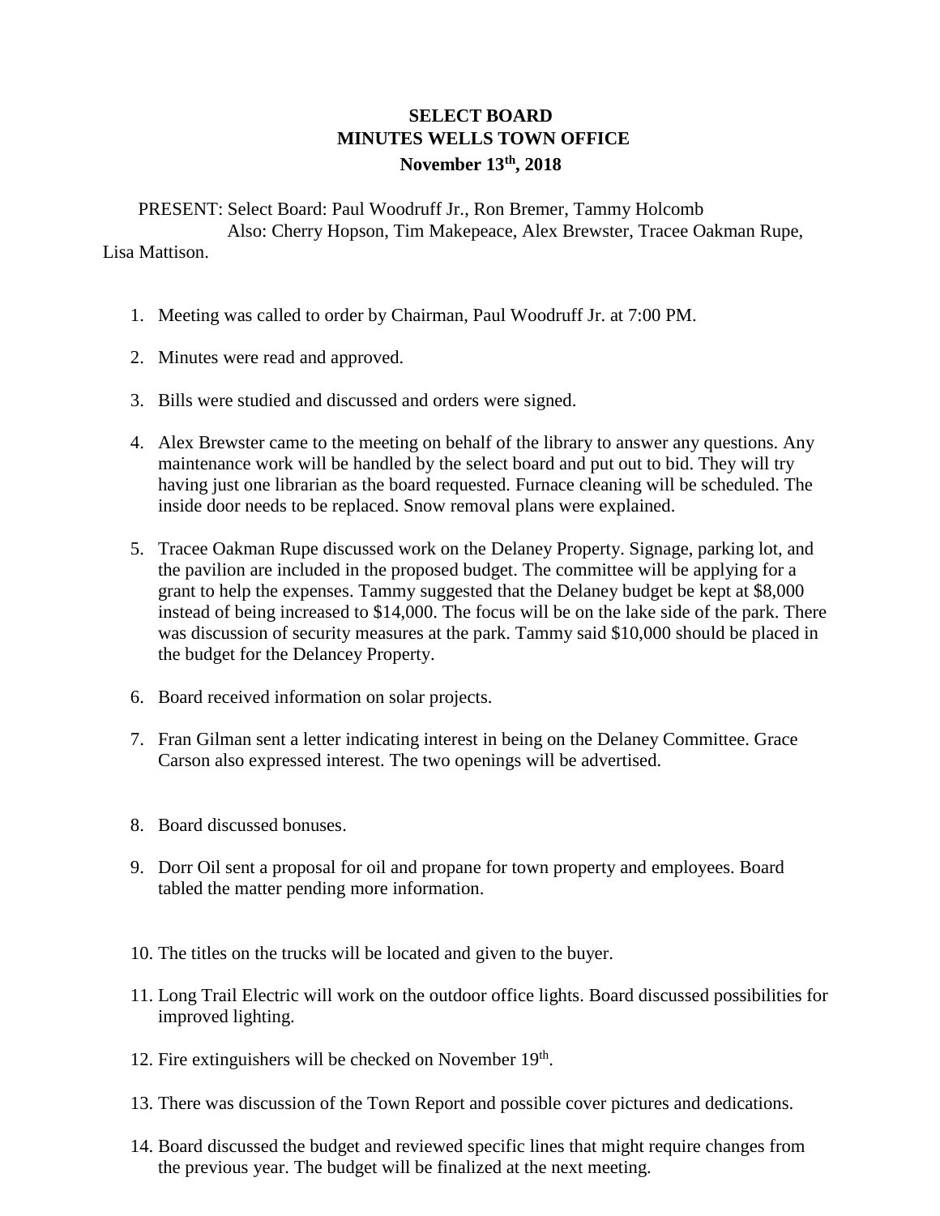# SELECT BOARD
# MINUTES WELLS TOWN OFFICE
## November 13th, 2018

PRESENT: Select Board: Paul Woodruff Jr., Ron Bremer, Tammy Holcomb
Also: Cherry Hopson, Tim Makepeace, Alex Brewster, Tracee Oakman Rupe, Lisa Mattison.

1. Meeting was called to order by Chairman, Paul Woodruff Jr. at 7:00 PM.

2. Minutes were read and approved.

3. Bills were studied and discussed and orders were signed.

4. Alex Brewster came to the meeting on behalf of the library to answer any questions. Any maintenance work will be handled by the select board and put out to bid. They will try having just one librarian as the board requested. Furnace cleaning will be scheduled. The inside door needs to be replaced. Snow removal plans were explained.

5. Tracee Oakman Rupe discussed work on the Delaney Property. Signage, parking lot, and the pavilion are included in the proposed budget. The committee will be applying for a grant to help the expenses. Tammy suggested that the Delaney budget be kept at $8,000 instead of being increased to $14,000. The focus will be on the lake side of the park. There was discussion of security measures at the park. Tammy said $10,000 should be placed in the budget for the Delancey Property.

6. Board received information on solar projects.

7. Fran Gilman sent a letter indicating interest in being on the Delaney Committee. Grace Carson also expressed interest. The two openings will be advertised.

8. Board discussed bonuses.

9. Dorr Oil sent a proposal for oil and propane for town property and employees. Board tabled the matter pending more information.

10. The titles on the trucks will be located and given to the buyer.

11. Long Trail Electric will work on the outdoor office lights. Board discussed possibilities for improved lighting.

12. Fire extinguishers will be checked on November 19th.

13. There was discussion of the Town Report and possible cover pictures and dedications.

14. Board discussed the budget and reviewed specific lines that might require changes from the previous year. The budget will be finalized at the next meeting.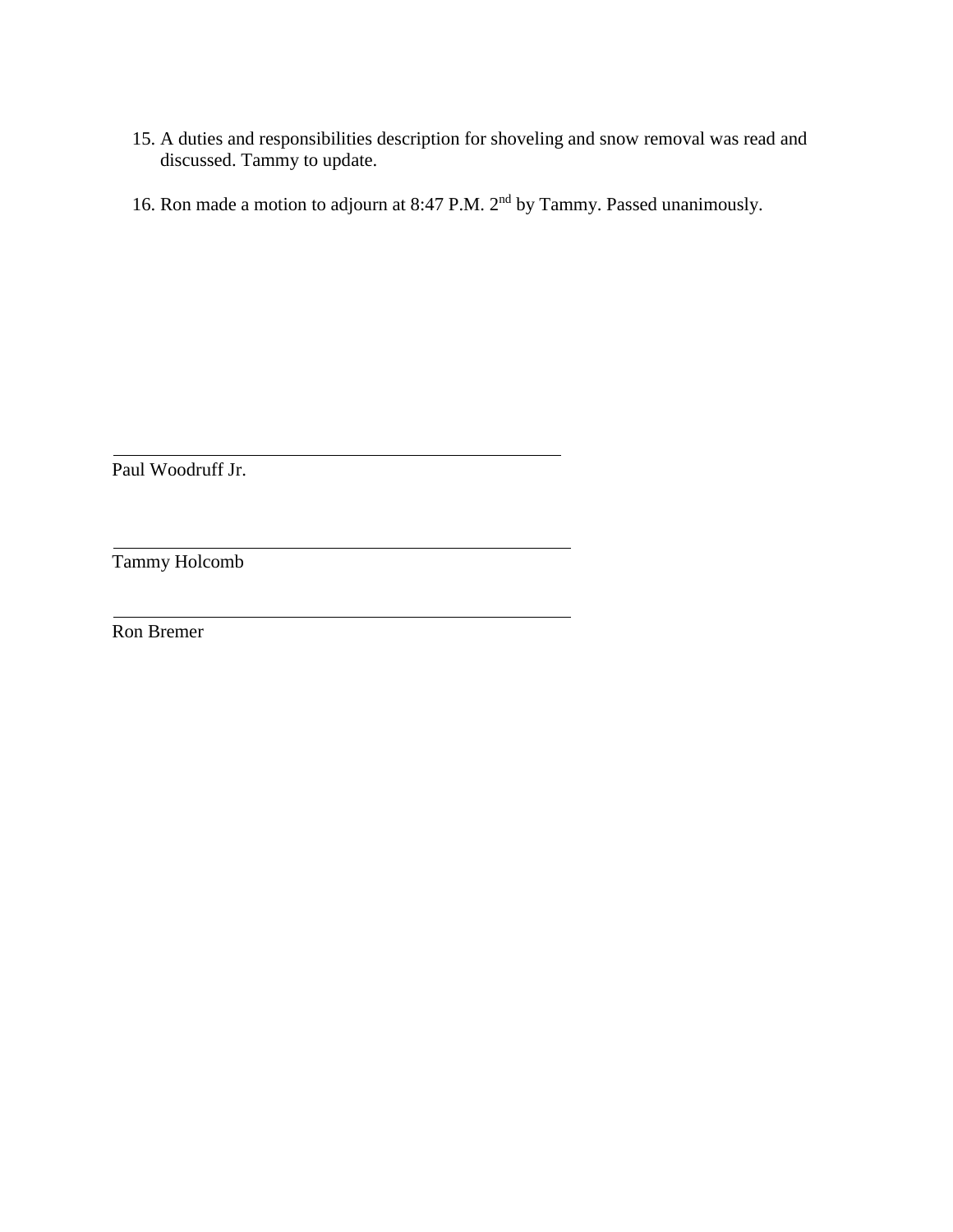15. A duties and responsibilities description for shoveling and snow removal was read and discussed. Tammy to update.

16. Ron made a motion to adjourn at 8:47 P.M. 2nd by Tammy. Passed unanimously.

\_\_\_\_\_\_\_\_\_\_\_\_\_\_\_\_\_\_\_\_\_\_\_\_\_\_\_\_\_\_\_\_\_\_\_\_\_\_\_\_\_\_\_\_

Paul Woodruff Jr.

\_\_\_\_\_\_\_\_\_\_\_\_\_\_\_\_\_\_\_\_\_\_\_\_\_\_\_\_\_\_\_\_\_\_\_\_\_\_\_\_\_\_\_\_

Tammy Holcomb

\_\_\_\_\_\_\_\_\_\_\_\_\_\_\_\_\_\_\_\_\_\_\_\_\_\_\_\_\_\_\_\_\_\_\_\_\_\_\_\_\_\_\_\_

Ron Bremer